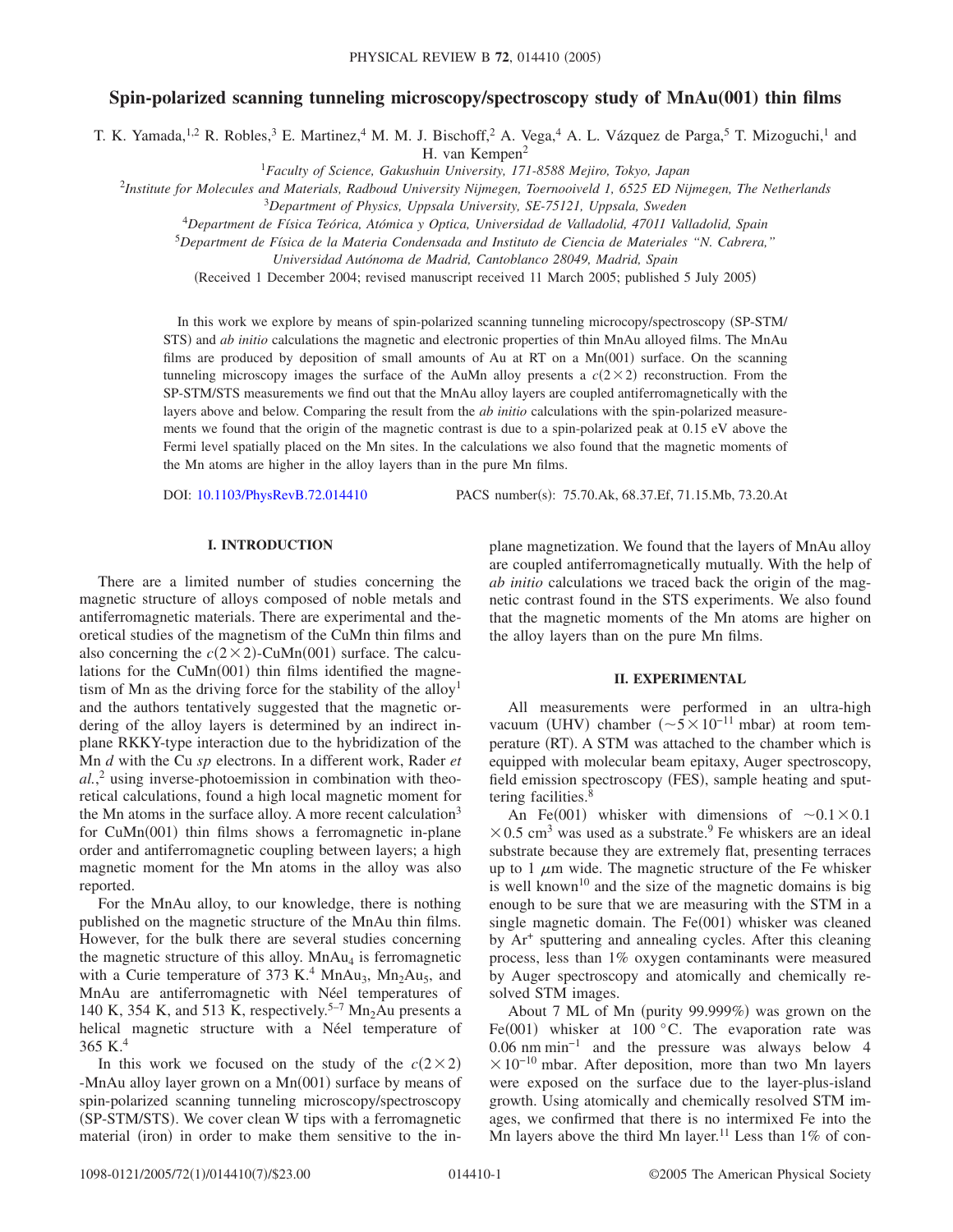# Spin-polarized scanning tunneling microscopy/spectroscopy study of MnAu(001) thin films

T. K. Yamada,[1,2] R. Robles,[3] E. Martinez,[4] M. M. J. Bischoff,[2] A. Vega,[4] A. L. Vázquez de Parga,[5] T. Mizoguchi,[1] and H. van Kempen[2]

[1]*Faculty of Science, Gakushuin University, 171-8588 Mejiro, Tokyo, Japan*

[2]*Institute for Molecules and Materials, Radboud University Nijmegen, Toernooiveld 1, 6525 ED Nijmegen, The Netherlands*

[3]*Department of Physics, Uppsala University, SE-75121, Uppsala, Sweden*

[4]*Department de Física Teórica, Atómica y Optica, Universidad de Valladolid, 47011 Valladolid, Spain*

[5]*Department de Física de la Materia Condensada and Instituto de Ciencia de Materiales "N. Cabrera," Universidad Autónoma de Madrid, Cantoblanco 28049, Madrid, Spain*

(Received 1 December 2004; revised manuscript received 11 March 2005; published 5 July 2005)

In this work we explore by means of spin-polarized scanning tunneling microcopy/spectroscopy (SP-STM/STS) and *ab initio* calculations the magnetic and electronic properties of thin MnAu alloyed films. The MnAu films are produced by deposition of small amounts of Au at RT on a Mn(001) surface. On the scanning tunneling microscopy images the surface of the AuMn alloy presents a $c(2\times2)$ reconstruction. From the SP-STM/STS measurements we find out that the MnAu alloy layers are coupled antiferromagnetically with the layers above and below. Comparing the result from the *ab initio* calculations with the spin-polarized measurements we found that the origin of the magnetic contrast is due to a spin-polarized peak at 0.15 eV above the Fermi level spatially placed on the Mn sites. In the calculations we also found that the magnetic moments of the Mn atoms are higher in the alloy layers than in the pure Mn films.

DOI: 10.1103/PhysRevB.72.014410 PACS number(s): 75.70.Ak, 68.37.Ef, 71.15.Mb, 73.20.At

## I. INTRODUCTION

There are a limited number of studies concerning the magnetic structure of alloys composed of noble metals and antiferromagnetic materials. There are experimental and theoretical studies of the magnetism of the CuMn thin films and also concerning the $c(2\times2)$-CuMn(001) surface. The calculations for the CuMn(001) thin films identified the magnetism of Mn as the driving force for the stability of the alloy[1] and the authors tentatively suggested that the magnetic ordering of the alloy layers is determined by an indirect in-plane RKKY-type interaction due to the hybridization of the Mn *d* with the Cu *sp* electrons. In a different work, Rader *et al.*,[2] using inverse-photoemission in combination with theoretical calculations, found a high local magnetic moment for the Mn atoms in the surface alloy. A more recent calculation[3] for CuMn(001) thin films shows a ferromagnetic in-plane order and antiferromagnetic coupling between layers; a high magnetic moment for the Mn atoms in the alloy was also reported.

For the MnAu alloy, to our knowledge, there is nothing published on the magnetic structure of the MnAu thin films. However, for the bulk there are several studies concerning the magnetic structure of this alloy. $MnAu_4$ is ferromagnetic with a Curie temperature of 373 K.[4] $MnAu_3$, $Mn_2Au_5$, and MnAu are antiferromagnetic with Néel temperatures of 140 K, 354 K, and 513 K, respectively.[5–7] $Mn_2Au$ presents a helical magnetic structure with a Néel temperature of 365 K.[4]

In this work we focused on the study of the $c(2\times2)$-MnAu alloy layer grown on a Mn(001) surface by means of spin-polarized scanning tunneling microscopy/spectroscopy (SP-STM/STS). We cover clean W tips with a ferromagnetic material (iron) in order to make them sensitive to the in-plane magnetization. We found that the layers of MnAu alloy are coupled antiferromagnetically mutually. With the help of *ab initio* calculations we traced back the origin of the magnetic contrast found in the STS experiments. We also found that the magnetic moments of the Mn atoms are higher on the alloy layers than on the pure Mn films.

## II. EXPERIMENTAL

All measurements were performed in an ultra-high vacuum (UHV) chamber ($\sim 5\times10^{-11}$ mbar) at room temperature (RT). A STM was attached to the chamber which is equipped with molecular beam epitaxy, Auger spectroscopy, field emission spectroscopy (FES), sample heating and sputtering facilities.[8]

An Fe(001) whisker with dimensions of $\sim 0.1\times0.1\times0.5$ cm$^3$ was used as a substrate.[9] Fe whiskers are an ideal substrate because they are extremely flat, presenting terraces up to 1 $\mu$m wide. The magnetic structure of the Fe whisker is well known[10] and the size of the magnetic domains is big enough to be sure that we are measuring with the STM in a single magnetic domain. The Fe(001) whisker was cleaned by $Ar^+$ sputtering and annealing cycles. After this cleaning process, less than 1% oxygen contaminants were measured by Auger spectroscopy and atomically and chemically resolved STM images.

About 7 ML of Mn (purity 99.999%) was grown on the Fe(001) whisker at 100 °C. The evaporation rate was 0.06 nm min$^{-1}$ and the pressure was always below $4\times10^{-10}$ mbar. After deposition, more than two Mn layers were exposed on the surface due to the layer-plus-island growth. Using atomically and chemically resolved STM images, we confirmed that there is no intermixed Fe into the Mn layers above the third Mn layer.[11] Less than 1% of con-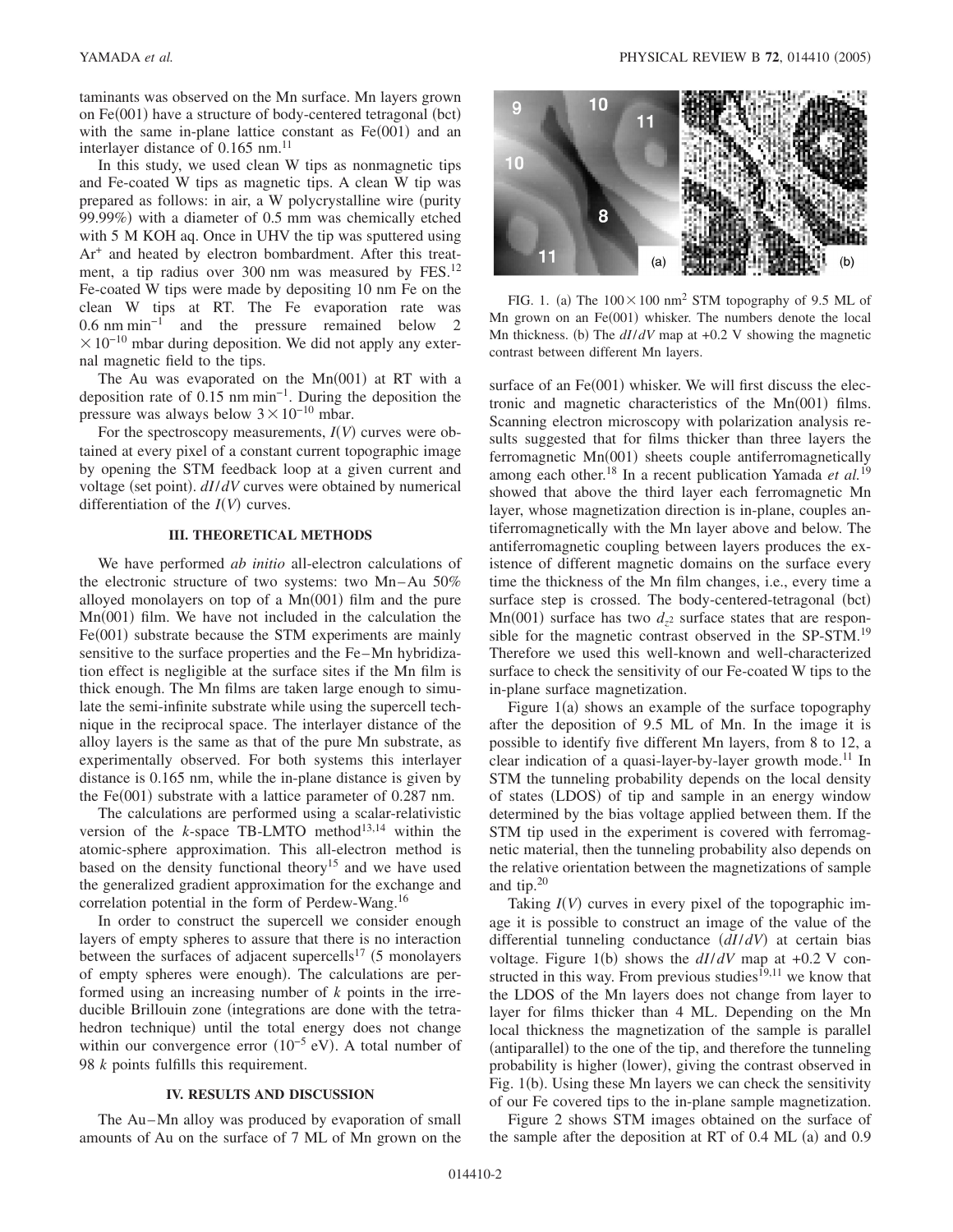taminants was observed on the Mn surface. Mn layers grown on Fe(001) have a structure of body-centered tetragonal (bct) with the same in-plane lattice constant as Fe(001) and an interlayer distance of 0.165 nm.[11]

In this study, we used clean W tips as nonmagnetic tips and Fe-coated W tips as magnetic tips. A clean W tip was prepared as follows: in air, a W polycrystalline wire (purity 99.99%) with a diameter of 0.5 mm was chemically etched with 5 M KOH aq. Once in UHV the tip was sputtered using $Ar^+$ and heated by electron bombardment. After this treatment, a tip radius over 300 nm was measured by FES.[12] Fe-coated W tips were made by depositing 10 nm Fe on the clean W tips at RT. The Fe evaporation rate was 0.6 nm $min^{-1}$ and the pressure remained below $2 \times 10^{-10}$ mbar during deposition. We did not apply any external magnetic field to the tips.

The Au was evaporated on the Mn(001) at RT with a deposition rate of 0.15 nm $min^{-1}$. During the deposition the pressure was always below $3 \times 10^{-10}$ mbar.

For the spectroscopy measurements, $I(V)$ curves were obtained at every pixel of a constant current topographic image by opening the STM feedback loop at a given current and voltage (set point). $dI/dV$ curves were obtained by numerical differentiation of the $I(V)$ curves.

## III. THEORETICAL METHODS

We have performed *ab initio* all-electron calculations of the electronic structure of two systems: two Mn–Au 50% alloyed monolayers on top of a Mn(001) film and the pure Mn(001) film. We have not included in the calculation the Fe(001) substrate because the STM experiments are mainly sensitive to the surface properties and the Fe–Mn hybridization effect is negligible at the surface sites if the Mn film is thick enough. The Mn films are taken large enough to simulate the semi-infinite substrate while using the supercell technique in the reciprocal space. The interlayer distance of the alloy layers is the same as that of the pure Mn substrate, as experimentally observed. For both systems this interlayer distance is 0.165 nm, while the in-plane distance is given by the Fe(001) substrate with a lattice parameter of 0.287 nm.

The calculations are performed using a scalar-relativistic version of the $k$-space TB-LMTO method[13,14] within the atomic-sphere approximation. This all-electron method is based on the density functional theory[15] and we have used the generalized gradient approximation for the exchange and correlation potential in the form of Perdew-Wang.[16]

In order to construct the supercell we consider enough layers of empty spheres to assure that there is no interaction between the surfaces of adjacent supercells[17] (5 monolayers of empty spheres were enough). The calculations are performed using an increasing number of $k$ points in the irreducible Brillouin zone (integrations are done with the tetrahedron technique) until the total energy does not change within our convergence error ($10^{-5}$ eV). A total number of 98 $k$ points fulfills this requirement.

## IV. RESULTS AND DISCUSSION

The Au–Mn alloy was produced by evaporation of small amounts of Au on the surface of 7 ML of Mn grown on the surface of an Fe(001) whisker. We will first discuss the electronic and magnetic characteristics of the Mn(001) films. Scanning electron microscopy with polarization analysis results suggested that for films thicker than three layers the ferromagnetic Mn(001) sheets couple antiferromagnetically among each other.[18] In a recent publication Yamada *et al.*[19] showed that above the third layer each ferromagnetic Mn layer, whose magnetization direction is in-plane, couples antiferromagnetically with the Mn layer above and below. The antiferromagnetic coupling between layers produces the existence of different magnetic domains on the surface every time the thickness of the Mn film changes, i.e., every time a surface step is crossed. The body-centered-tetragonal (bct) Mn(001) surface has two $d_{z^2}$ surface states that are responsible for the magnetic contrast observed in the SP-STM.[19] Therefore we used this well-known and well-characterized surface to check the sensitivity of our Fe-coated W tips to the in-plane surface magnetization.

FIG. 1. (a) The $100 \times 100$ nm$^2$ STM topography of 9.5 ML of Mn grown on an Fe(001) whisker. The numbers denote the local Mn thickness. (b) The $dI/dV$ map at +0.2 V showing the magnetic contrast between different Mn layers.

Figure 1(a) shows an example of the surface topography after the deposition of 9.5 ML of Mn. In the image it is possible to identify five different Mn layers, from 8 to 12, a clear indication of a quasi-layer-by-layer growth mode.[11] In STM the tunneling probability depends on the local density of states (LDOS) of tip and sample in an energy window determined by the bias voltage applied between them. If the STM tip used in the experiment is covered with ferromagnetic material, then the tunneling probability also depends on the relative orientation between the magnetizations of sample and tip.[20]

Taking $I(V)$ curves in every pixel of the topographic image it is possible to construct an image of the value of the differential tunneling conductance ($dI/dV$) at certain bias voltage. Figure 1(b) shows the $dI/dV$ map at +0.2 V constructed in this way. From previous studies[19,11] we know that the LDOS of the Mn layers does not change from layer to layer for films thicker than 4 ML. Depending on the Mn local thickness the magnetization of the sample is parallel (antiparallel) to the one of the tip, and therefore the tunneling probability is higher (lower), giving the contrast observed in Fig. 1(b). Using these Mn layers we can check the sensitivity of our Fe covered tips to the in-plane sample magnetization.

Figure 2 shows STM images obtained on the surface of the sample after the deposition at RT of 0.4 ML (a) and 0.9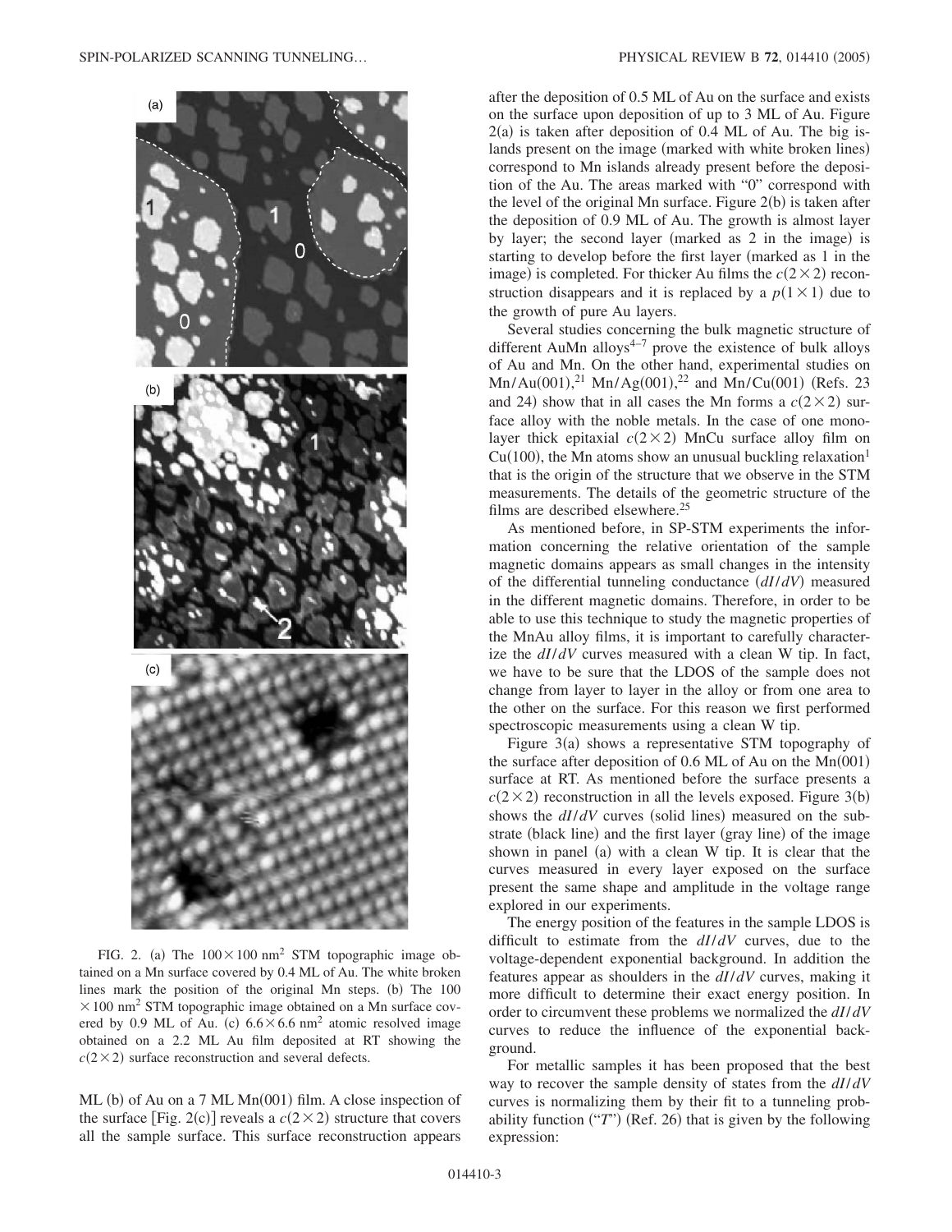FIG. 2. (a) The $100 \times 100$ nm$^2$ STM topographic image obtained on a Mn surface covered by 0.4 ML of Au. The white broken lines mark the position of the original Mn steps. (b) The $100 \times 100$ nm$^2$ STM topographic image obtained on a Mn surface covered by 0.9 ML of Au. (c) $6.6 \times 6.6$ nm$^2$ atomic resolved image obtained on a 2.2 ML Au film deposited at RT showing the $c(2\times2)$ surface reconstruction and several defects.

ML (b) of Au on a 7 ML Mn(001) film. A close inspection of the surface [Fig. 2(c)] reveals a $c(2\times2)$ structure that covers all the sample surface. This surface reconstruction appears after the deposition of 0.5 ML of Au on the surface and exists on the surface upon deposition of up to 3 ML of Au. Figure 2(a) is taken after deposition of 0.4 ML of Au. The big islands present on the image (marked with white broken lines) correspond to Mn islands already present before the deposition of the Au. The areas marked with "0" correspond with the level of the original Mn surface. Figure 2(b) is taken after the deposition of 0.9 ML of Au. The growth is almost layer by layer; the second layer (marked as 2 in the image) is starting to develop before the first layer (marked as 1 in the image) is completed. For thicker Au films the $c(2\times2)$ reconstruction disappears and it is replaced by a $p(1\times1)$ due to the growth of pure Au layers.

Several studies concerning the bulk magnetic structure of different AuMn alloys[4–7] prove the existence of bulk alloys of Au and Mn. On the other hand, experimental studies on Mn/Au(001),[21] Mn/Ag(001),[22] and Mn/Cu(001) (Refs. 23 and 24) show that in all cases the Mn forms a $c(2\times2)$ surface alloy with the noble metals. In the case of one monolayer thick epitaxial $c(2\times2)$ MnCu surface alloy film on Cu(100), the Mn atoms show an unusual buckling relaxation[1] that is the origin of the structure that we observe in the STM measurements. The details of the geometric structure of the films are described elsewhere.[25]

As mentioned before, in SP-STM experiments the information concerning the relative orientation of the sample magnetic domains appears as small changes in the intensity of the differential tunneling conductance ($dI/dV$) measured in the different magnetic domains. Therefore, in order to be able to use this technique to study the magnetic properties of the MnAu alloy films, it is important to carefully characterize the $dI/dV$ curves measured with a clean W tip. In fact, we have to be sure that the LDOS of the sample does not change from layer to layer in the alloy or from one area to the other on the surface. For this reason we first performed spectroscopic measurements using a clean W tip.

Figure 3(a) shows a representative STM topography of the surface after deposition of 0.6 ML of Au on the Mn(001) surface at RT. As mentioned before the surface presents a $c(2\times2)$ reconstruction in all the levels exposed. Figure 3(b) shows the $dI/dV$ curves (solid lines) measured on the substrate (black line) and the first layer (gray line) of the image shown in panel (a) with a clean W tip. It is clear that the curves measured in every layer exposed on the surface present the same shape and amplitude in the voltage range explored in our experiments.

The energy position of the features in the sample LDOS is difficult to estimate from the $dI/dV$ curves, due to the voltage-dependent exponential background. In addition the features appear as shoulders in the $dI/dV$ curves, making it more difficult to determine their exact energy position. In order to circumvent these problems we normalized the $dI/dV$ curves to reduce the influence of the exponential background.

For metallic samples it has been proposed that the best way to recover the sample density of states from the $dI/dV$ curves is normalizing them by their fit to a tunneling probability function ("$T$") (Ref. 26) that is given by the following expression: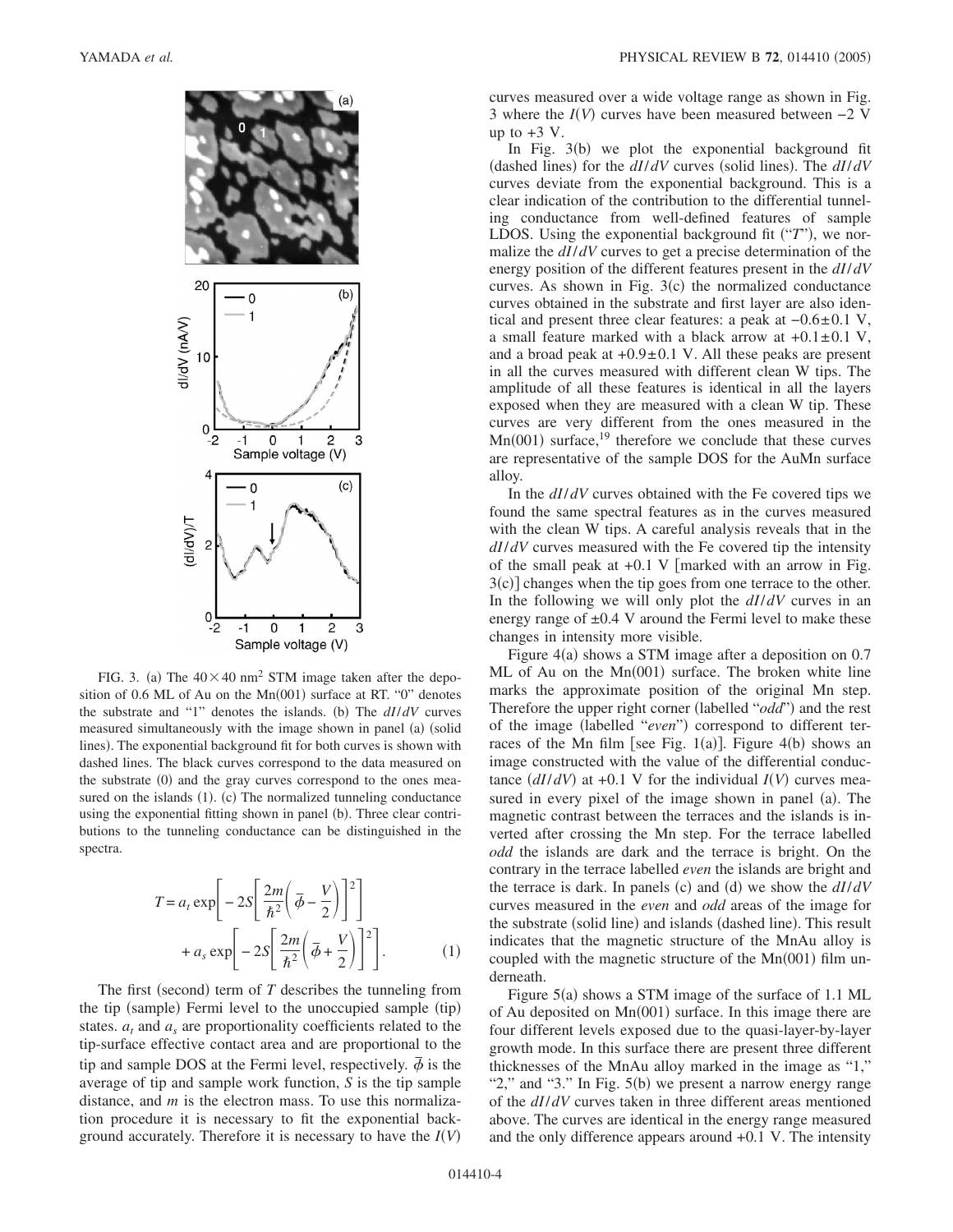FIG. 3. (a) The $40\times40$ nm$^2$ STM image taken after the deposition of 0.6 ML of Au on the Mn(001) surface at RT. "0" denotes the substrate and "1" denotes the islands. (b) The $dI/dV$ curves measured simultaneously with the image shown in panel (a) (solid lines). The exponential background fit for both curves is shown with dashed lines. The black curves correspond to the data measured on the substrate (0) and the gray curves correspond to the ones measured on the islands (1). (c) The normalized tunneling conductance using the exponential fitting shown in panel (b). Three clear contributions to the tunneling conductance can be distinguished in the spectra.

$$T = a_t \exp\left[-2S\left[\frac{2m}{\hbar^2}\left(\bar{\phi}-\frac{V}{2}\right)\right]^2\right] + a_s \exp\left[-2S\left[\frac{2m}{\hbar^2}\left(\bar{\phi}+\frac{V}{2}\right)\right]^2\right]. \quad (1)$$

The first (second) term of $T$ describes the tunneling from the tip (sample) Fermi level to the unoccupied sample (tip) states. $a_t$ and $a_s$ are proportionality coefficients related to the tip-surface effective contact area and are proportional to the tip and sample DOS at the Fermi level, respectively. $\bar{\phi}$ is the average of tip and sample work function, $S$ is the tip sample distance, and $m$ is the electron mass. To use this normalization procedure it is necessary to fit the exponential background accurately. Therefore it is necessary to have the $I(V)$ curves measured over a wide voltage range as shown in Fig. 3 where the $I(V)$ curves have been measured between −2 V up to +3 V.

In Fig. 3(b) we plot the exponential background fit (dashed lines) for the $dI/dV$ curves (solid lines). The $dI/dV$ curves deviate from the exponential background. This is a clear indication of the contribution to the differential tunneling conductance from well-defined features of sample LDOS. Using the exponential background fit ("$T$"), we normalize the $dI/dV$ curves to get a precise determination of the energy position of the different features present in the $dI/dV$ curves. As shown in Fig. 3(c) the normalized conductance curves obtained in the substrate and first layer are also identical and present three clear features: a peak at $-0.6\pm0.1$ V, a small feature marked with a black arrow at $+0.1\pm0.1$ V, and a broad peak at $+0.9\pm0.1$ V. All these peaks are present in all the curves measured with different clean W tips. The amplitude of all these features is identical in all the layers exposed when they are measured with a clean W tip. These curves are very different from the ones measured in the Mn(001) surface,[19] therefore we conclude that these curves are representative of the sample DOS for the AuMn surface alloy.

In the $dI/dV$ curves obtained with the Fe covered tips we found the same spectral features as in the curves measured with the clean W tips. A careful analysis reveals that in the $dI/dV$ curves measured with the Fe covered tip the intensity of the small peak at +0.1 V [marked with an arrow in Fig. 3(c)] changes when the tip goes from one terrace to the other. In the following we will only plot the $dI/dV$ curves in an energy range of $\pm0.4$ V around the Fermi level to make these changes in intensity more visible.

Figure 4(a) shows a STM image after a deposition on 0.7 ML of Au on the Mn(001) surface. The broken white line marks the approximate position of the original Mn step. Therefore the upper right corner (labelled "*odd*") and the rest of the image (labelled "*even*") correspond to different terraces of the Mn film [see Fig. 1(a)]. Figure 4(b) shows an image constructed with the value of the differential conductance ($dI/dV$) at +0.1 V for the individual $I(V)$ curves measured in every pixel of the image shown in panel (a). The magnetic contrast between the terraces and the islands is inverted after crossing the Mn step. For the terrace labelled *odd* the islands are dark and the terrace is bright. On the contrary in the terrace labelled *even* the islands are bright and the terrace is dark. In panels (c) and (d) we show the $dI/dV$ curves measured in the *even* and *odd* areas of the image for the substrate (solid line) and islands (dashed line). This result indicates that the magnetic structure of the MnAu alloy is coupled with the magnetic structure of the Mn(001) film underneath.

Figure 5(a) shows a STM image of the surface of 1.1 ML of Au deposited on Mn(001) surface. In this image there are four different levels exposed due to the quasi-layer-by-layer growth mode. In this surface there are present three different thicknesses of the MnAu alloy marked in the image as "1," "2," and "3." In Fig. 5(b) we present a narrow energy range of the $dI/dV$ curves taken in three different areas mentioned above. The curves are identical in the energy range measured and the only difference appears around +0.1 V. The intensity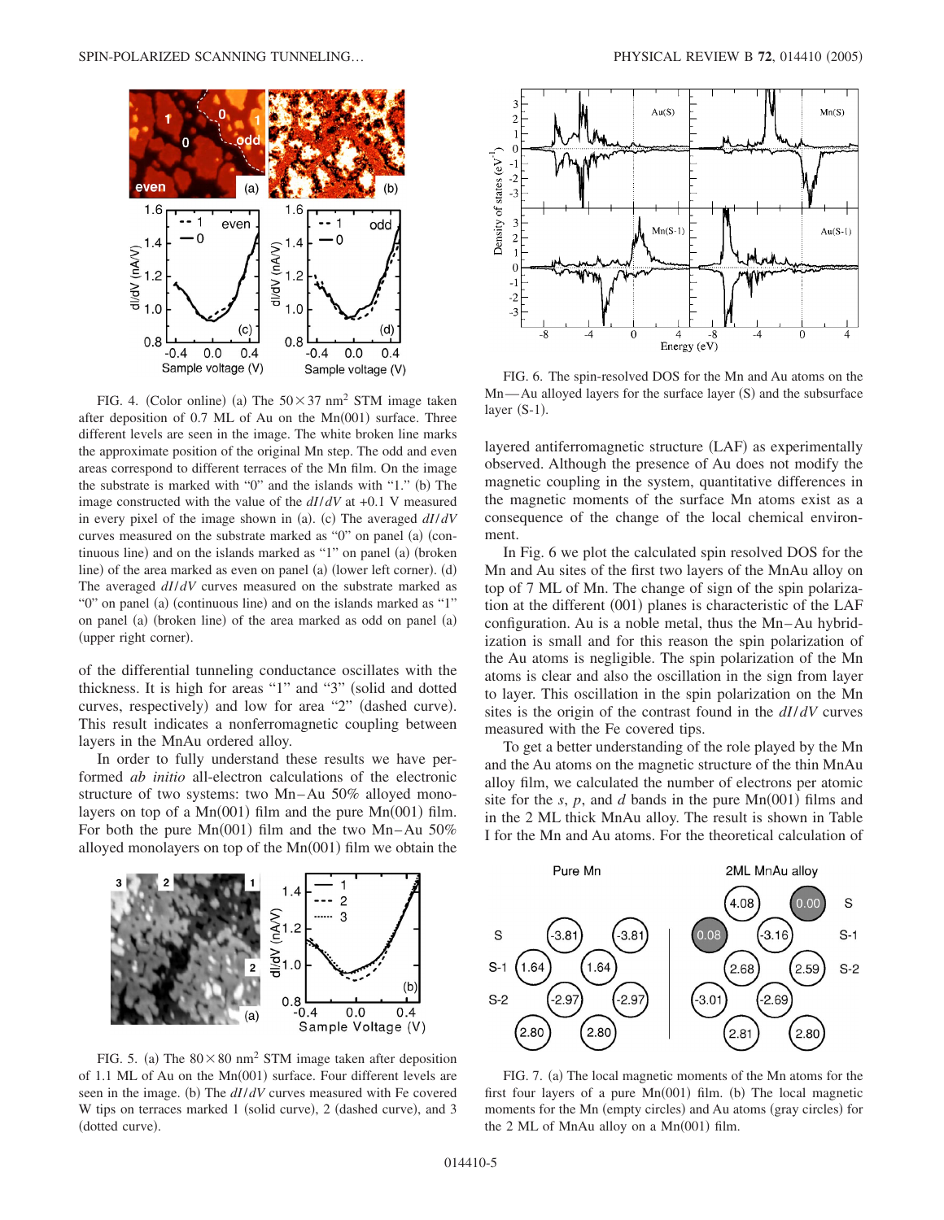FIG. 4. (Color online) (a) The $50\times37$ nm$^2$ STM image taken after deposition of 0.7 ML of Au on the Mn(001) surface. Three different levels are seen in the image. The white broken line marks the approximate position of the original Mn step. The odd and even areas correspond to different terraces of the Mn film. On the image the substrate is marked with "0" and the islands with "1." (b) The image constructed with the value of the $dI/dV$ at +0.1 V measured in every pixel of the image shown in (a). (c) The averaged $dI/dV$ curves measured on the substrate marked as "0" on panel (a) (continuous line) and on the islands marked as "1" on panel (a) (broken line) of the area marked as even on panel (a) (lower left corner). (d) The averaged $dI/dV$ curves measured on the substrate marked as "0" on panel (a) (continuous line) and on the islands marked as "1" on panel (a) (broken line) of the area marked as odd on panel (a) (upper right corner).

of the differential tunneling conductance oscillates with the thickness. It is high for areas "1" and "3" (solid and dotted curves, respectively) and low for area "2" (dashed curve). This result indicates a nonferromagnetic coupling between layers in the MnAu ordered alloy.

In order to fully understand these results we have performed *ab initio* all-electron calculations of the electronic structure of two systems: two Mn–Au 50% alloyed monolayers on top of a Mn(001) film and the pure Mn(001) film. For both the pure Mn(001) film and the two Mn–Au 50% alloyed monolayers on top of the Mn(001) film we obtain the layered antiferromagnetic structure (LAF) as experimentally observed. Although the presence of Au does not modify the magnetic coupling in the system, quantitative differences in the magnetic moments of the surface Mn atoms exist as a consequence of the change of the local chemical environment.

In Fig. 6 we plot the calculated spin resolved DOS for the Mn and Au sites of the first two layers of the MnAu alloy on top of 7 ML of Mn. The change of sign of the spin polarization at the different (001) planes is characteristic of the LAF configuration. Au is a noble metal, thus the Mn–Au hybridization is small and for this reason the spin polarization of the Au atoms is negligible. The spin polarization of the Mn atoms is clear and also the oscillation in the sign from layer to layer. This oscillation in the spin polarization on the Mn sites is the origin of the contrast found in the $dI/dV$ curves measured with the Fe covered tips.

To get a better understanding of the role played by the Mn and the Au atoms on the magnetic structure of the thin MnAu alloy film, we calculated the number of electrons per atomic site for the *s*, *p*, and *d* bands in the pure Mn(001) films and in the 2 ML thick MnAu alloy. The result is shown in Table I for the Mn and Au atoms. For the theoretical calculation of

FIG. 5. (a) The $80\times80$ nm$^2$ STM image taken after deposition of 1.1 ML of Au on the Mn(001) surface. Four different levels are seen in the image. (b) The $dI/dV$ curves measured with Fe covered W tips on terraces marked 1 (solid curve), 2 (dashed curve), and 3 (dotted curve).

FIG. 6. The spin-resolved DOS for the Mn and Au atoms on the Mn—Au alloyed layers for the surface layer (S) and the subsurface layer (S-1).

FIG. 7. (a) The local magnetic moments of the Mn atoms for the first four layers of a pure Mn(001) film. (b) The local magnetic moments for the Mn (empty circles) and Au atoms (gray circles) for the 2 ML of MnAu alloy on a Mn(001) film.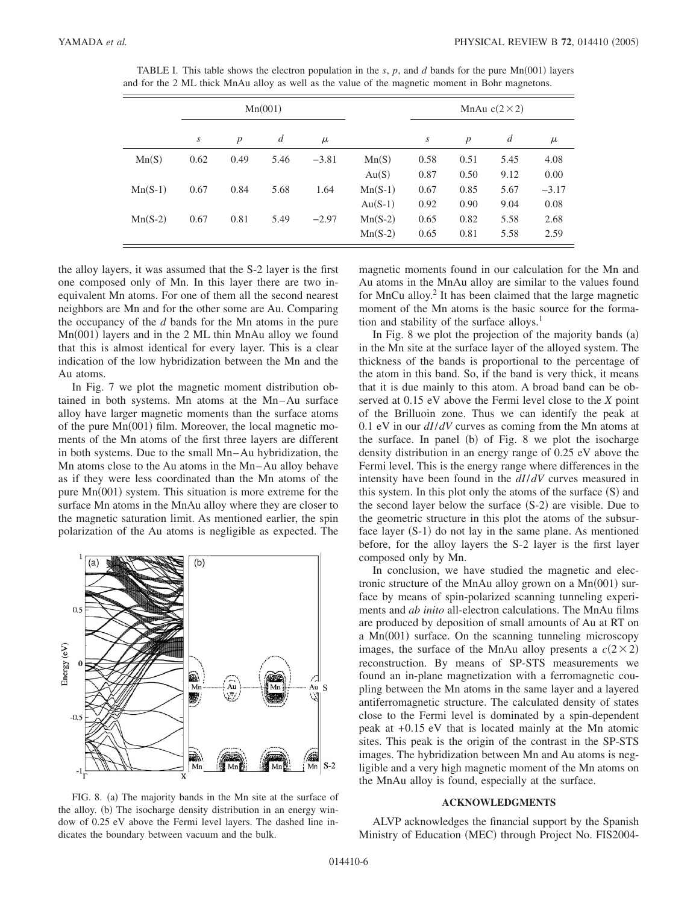TABLE I. This table shows the electron population in the $s$, $p$, and $d$ bands for the pure Mn(001) layers and for the 2 ML thick MnAu alloy as well as the value of the magnetic moment in Bohr magnetons.

| | Mn(001) | | | | | MnAu $c(2\times2)$ | | | |
|---|---|---|---|---|---|---|---|---|---|
| | $s$ | $p$ | $d$ | $\mu$ | | $s$ | $p$ | $d$ | $\mu$ |
| Mn(S) | 0.62 | 0.49 | 5.46 | −3.81 | Mn(S) | 0.58 | 0.51 | 5.45 | 4.08 |
| | | | | | Au(S) | 0.87 | 0.50 | 9.12 | 0.00 |
| Mn(S-1) | 0.67 | 0.84 | 5.68 | 1.64 | Mn(S-1) | 0.67 | 0.85 | 5.67 | −3.17 |
| | | | | | Au(S-1) | 0.92 | 0.90 | 9.04 | 0.08 |
| Mn(S-2) | 0.67 | 0.81 | 5.49 | −2.97 | Mn(S-2) | 0.65 | 0.82 | 5.58 | 2.68 |
| | | | | | Mn(S-2) | 0.65 | 0.81 | 5.58 | 2.59 |

the alloy layers, it was assumed that the S-2 layer is the first one composed only of Mn. In this layer there are two inequivalent Mn atoms. For one of them all the second nearest neighbors are Mn and for the other some are Au. Comparing the occupancy of the $d$ bands for the Mn atoms in the pure Mn(001) layers and in the 2 ML thin MnAu alloy we found that this is almost identical for every layer. This is a clear indication of the low hybridization between the Mn and the Au atoms.

In Fig. 7 we plot the magnetic moment distribution obtained in both systems. Mn atoms at the Mn–Au surface alloy have larger magnetic moments than the surface atoms of the pure Mn(001) film. Moreover, the local magnetic moments of the Mn atoms of the first three layers are different in both systems. Due to the small Mn–Au hybridization, the Mn atoms close to the Au atoms in the Mn–Au alloy behave as if they were less coordinated than the Mn atoms of the pure Mn(001) system. This situation is more extreme for the surface Mn atoms in the MnAu alloy where they are closer to the magnetic saturation limit. As mentioned earlier, the spin polarization of the Au atoms is negligible as expected. The magnetic moments found in our calculation for the Mn and Au atoms in the MnAu alloy are similar to the values found for MnCu alloy.[2] It has been claimed that the large magnetic moment of the Mn atoms is the basic source for the formation and stability of the surface alloys.[1]

In Fig. 8 we plot the projection of the majority bands (a) in the Mn site at the surface layer of the alloyed system. The thickness of the bands is proportional to the percentage of the atom in this band. So, if the band is very thick, it means that it is due mainly to this atom. A broad band can be observed at 0.15 eV above the Fermi level close to the $X$ point of the Brillouin zone. Thus we can identify the peak at 0.1 eV in our $dI/dV$ curves as coming from the Mn atoms at the surface. In panel (b) of Fig. 8 we plot the isocharge density distribution in an energy range of 0.25 eV above the Fermi level. This is the energy range where differences in the intensity have been found in the $dI/dV$ curves measured in this system. In this plot only the atoms of the surface (S) and the second layer below the surface (S-2) are visible. Due to the geometric structure in this plot the atoms of the subsurface layer (S-1) do not lay in the same plane. As mentioned before, for the alloy layers the S-2 layer is the first layer composed only by Mn.

FIG. 8. (a) The majority bands in the Mn site at the surface of the alloy. (b) The isocharge density distribution in an energy window of 0.25 eV above the Fermi level layers. The dashed line indicates the boundary between vacuum and the bulk.

In conclusion, we have studied the magnetic and electronic structure of the MnAu alloy grown on a Mn(001) surface by means of spin-polarized scanning tunneling experiments and *ab inito* all-electron calculations. The MnAu films are produced by deposition of small amounts of Au at RT on a Mn(001) surface. On the scanning tunneling microscopy images, the surface of the MnAu alloy presents a $c(2\times2)$ reconstruction. By means of SP-STS measurements we found an in-plane magnetization with a ferromagnetic coupling between the Mn atoms in the same layer and a layered antiferromagnetic structure. The calculated density of states close to the Fermi level is dominated by a spin-dependent peak at +0.15 eV that is located mainly at the Mn atomic sites. This peak is the origin of the contrast in the SP-STS images. The hybridization between Mn and Au atoms is negligible and a very high magnetic moment of the Mn atoms on the MnAu alloy is found, especially at the surface.

## ACKNOWLEDGMENTS

ALVP acknowledges the financial support by the Spanish Ministry of Education (MEC) through Project No. FIS2004-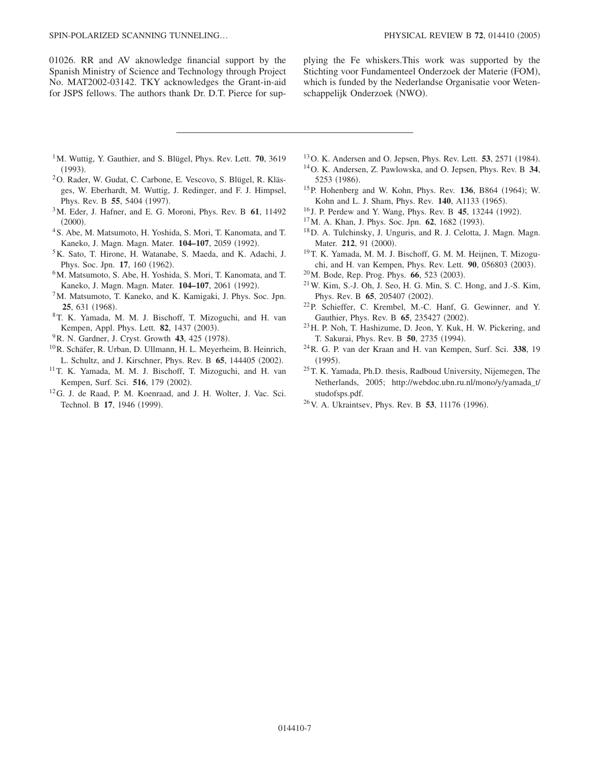01026. RR and AV aknowledge financial support by the Spanish Ministry of Science and Technology through Project No. MAT2002-03142. TKY acknowledges the Grant-in-aid for JSPS fellows. The authors thank Dr. D.T. Pierce for supplying the Fe whiskers.This work was supported by the Stichting voor Fundamenteel Onderzoek der Materie (FOM), which is funded by the Nederlandse Organisatie voor Wetenschappelijk Onderzoek (NWO).

---

[1] M. Wuttig, Y. Gauthier, and S. Blügel, Phys. Rev. Lett. **70**, 3619 (1993).

[2] O. Rader, W. Gudat, C. Carbone, E. Vescovo, S. Blügel, R. Kläsges, W. Eberhardt, M. Wuttig, J. Redinger, and F. J. Himpsel, Phys. Rev. B **55**, 5404 (1997).

[3] M. Eder, J. Hafner, and E. G. Moroni, Phys. Rev. B **61**, 11492 (2000).

[4] S. Abe, M. Matsumoto, H. Yoshida, S. Mori, T. Kanomata, and T. Kaneko, J. Magn. Magn. Mater. **104–107**, 2059 (1992).

[5] K. Sato, T. Hirone, H. Watanabe, S. Maeda, and K. Adachi, J. Phys. Soc. Jpn. **17**, 160 (1962).

[6] M. Matsumoto, S. Abe, H. Yoshida, S. Mori, T. Kanomata, and T. Kaneko, J. Magn. Magn. Mater. **104–107**, 2061 (1992).

[7] M. Matsumoto, T. Kaneko, and K. Kamigaki, J. Phys. Soc. Jpn. **25**, 631 (1968).

[8] T. K. Yamada, M. M. J. Bischoff, T. Mizoguchi, and H. van Kempen, Appl. Phys. Lett. **82**, 1437 (2003).

[9] R. N. Gardner, J. Cryst. Growth **43**, 425 (1978).

[10] R. Schäfer, R. Urban, D. Ullmann, H. L. Meyerheim, B. Heinrich, L. Schultz, and J. Kirschner, Phys. Rev. B **65**, 144405 (2002).

[11] T. K. Yamada, M. M. J. Bischoff, T. Mizoguchi, and H. van Kempen, Surf. Sci. **516**, 179 (2002).

[12] G. J. de Raad, P. M. Koenraad, and J. H. Wolter, J. Vac. Sci. Technol. B **17**, 1946 (1999).

[13] O. K. Andersen and O. Jepsen, Phys. Rev. Lett. **53**, 2571 (1984).

[14] O. K. Andersen, Z. Pawlowska, and O. Jepsen, Phys. Rev. B **34**, 5253 (1986).

[15] P. Hohenberg and W. Kohn, Phys. Rev. **136**, B864 (1964); W. Kohn and L. J. Sham, Phys. Rev. **140**, A1133 (1965).

[16] J. P. Perdew and Y. Wang, Phys. Rev. B **45**, 13244 (1992).

[17] M. A. Khan, J. Phys. Soc. Jpn. **62**, 1682 (1993).

[18] D. A. Tulchinsky, J. Unguris, and R. J. Celotta, J. Magn. Magn. Mater. **212**, 91 (2000).

[19] T. K. Yamada, M. M. J. Bischoff, G. M. M. Heijnen, T. Mizoguchi, and H. van Kempen, Phys. Rev. Lett. **90**, 056803 (2003).

[20] M. Bode, Rep. Prog. Phys. **66**, 523 (2003).

[21] W. Kim, S.-J. Oh, J. Seo, H. G. Min, S. C. Hong, and J.-S. Kim, Phys. Rev. B **65**, 205407 (2002).

[22] P. Schieffer, C. Krembel, M.-C. Hanf, G. Gewinner, and Y. Gauthier, Phys. Rev. B **65**, 235427 (2002).

[23] H. P. Noh, T. Hashizume, D. Jeon, Y. Kuk, H. W. Pickering, and T. Sakurai, Phys. Rev. B **50**, 2735 (1994).

[24] R. G. P. van der Kraan and H. van Kempen, Surf. Sci. **338**, 19 (1995).

[25] T. K. Yamada, Ph.D. thesis, Radboud University, Nijemegen, The Netherlands, 2005; http://webdoc.ubn.ru.nl/mono/y/yamada_t/studofsps.pdf.

[26] V. A. Ukraintsev, Phys. Rev. B **53**, 11176 (1996).